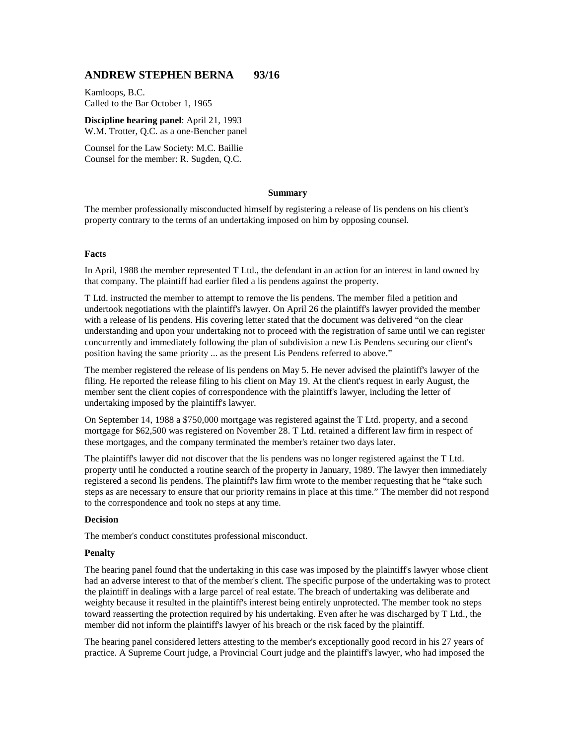## ANDREW STEPHEN BERNA 93/16

Kamloops, B.C.
Called to the Bar October 1, 1965

**Discipline hearing panel**: April 21, 1993
W.M. Trotter, Q.C. as a one-Bencher panel

Counsel for the Law Society: M.C. Baillie
Counsel for the member: R. Sugden, Q.C.

**Summary**

The member professionally misconducted himself by registering a release of lis pendens on his client's property contrary to the terms of an undertaking imposed on him by opposing counsel.

**Facts**

In April, 1988 the member represented T Ltd., the defendant in an action for an interest in land owned by that company. The plaintiff had earlier filed a lis pendens against the property.

T Ltd. instructed the member to attempt to remove the lis pendens. The member filed a petition and undertook negotiations with the plaintiff's lawyer. On April 26 the plaintiff's lawyer provided the member with a release of lis pendens. His covering letter stated that the document was delivered "on the clear understanding and upon your undertaking not to proceed with the registration of same until we can register concurrently and immediately following the plan of subdivision a new Lis Pendens securing our client's position having the same priority ... as the present Lis Pendens referred to above."

The member registered the release of lis pendens on May 5. He never advised the plaintiff's lawyer of the filing. He reported the release filing to his client on May 19. At the client's request in early August, the member sent the client copies of correspondence with the plaintiff's lawyer, including the letter of undertaking imposed by the plaintiff's lawyer.

On September 14, 1988 a $750,000 mortgage was registered against the T Ltd. property, and a second mortgage for $62,500 was registered on November 28. T Ltd. retained a different law firm in respect of these mortgages, and the company terminated the member's retainer two days later.

The plaintiff's lawyer did not discover that the lis pendens was no longer registered against the T Ltd. property until he conducted a routine search of the property in January, 1989. The lawyer then immediately registered a second lis pendens. The plaintiff's law firm wrote to the member requesting that he "take such steps as are necessary to ensure that our priority remains in place at this time." The member did not respond to the correspondence and took no steps at any time.

**Decision**

The member's conduct constitutes professional misconduct.

**Penalty**

The hearing panel found that the undertaking in this case was imposed by the plaintiff's lawyer whose client had an adverse interest to that of the member's client. The specific purpose of the undertaking was to protect the plaintiff in dealings with a large parcel of real estate. The breach of undertaking was deliberate and weighty because it resulted in the plaintiff's interest being entirely unprotected. The member took no steps toward reasserting the protection required by his undertaking. Even after he was discharged by T Ltd., the member did not inform the plaintiff's lawyer of his breach or the risk faced by the plaintiff.

The hearing panel considered letters attesting to the member's exceptionally good record in his 27 years of practice. A Supreme Court judge, a Provincial Court judge and the plaintiff's lawyer, who had imposed the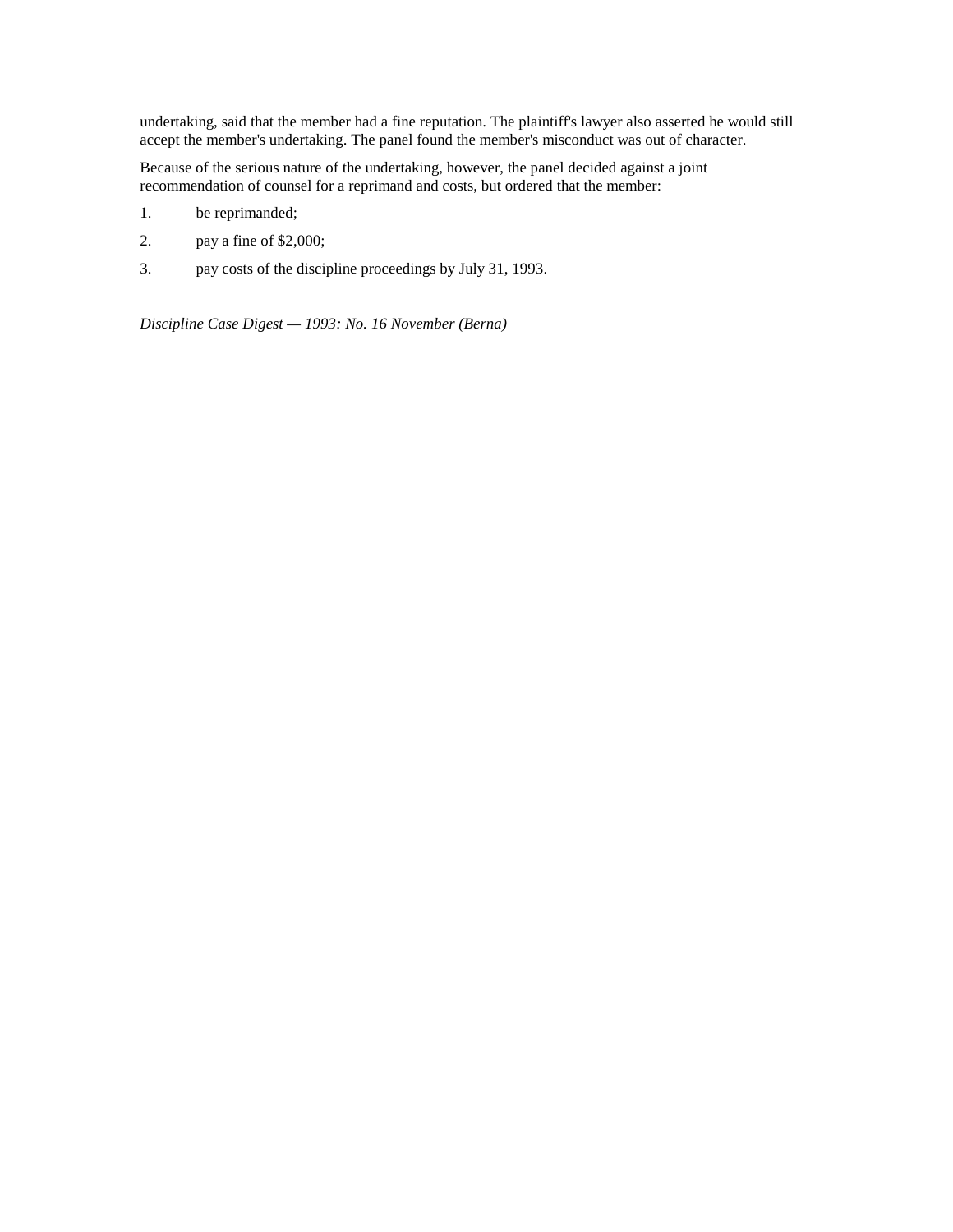undertaking, said that the member had a fine reputation. The plaintiff's lawyer also asserted he would still accept the member's undertaking. The panel found the member's misconduct was out of character.

Because of the serious nature of the undertaking, however, the panel decided against a joint recommendation of counsel for a reprimand and costs, but ordered that the member:

1. be reprimanded;
2. pay a fine of $2,000;
3. pay costs of the discipline proceedings by July 31, 1993.

*Discipline Case Digest — 1993: No. 16 November (Berna)*